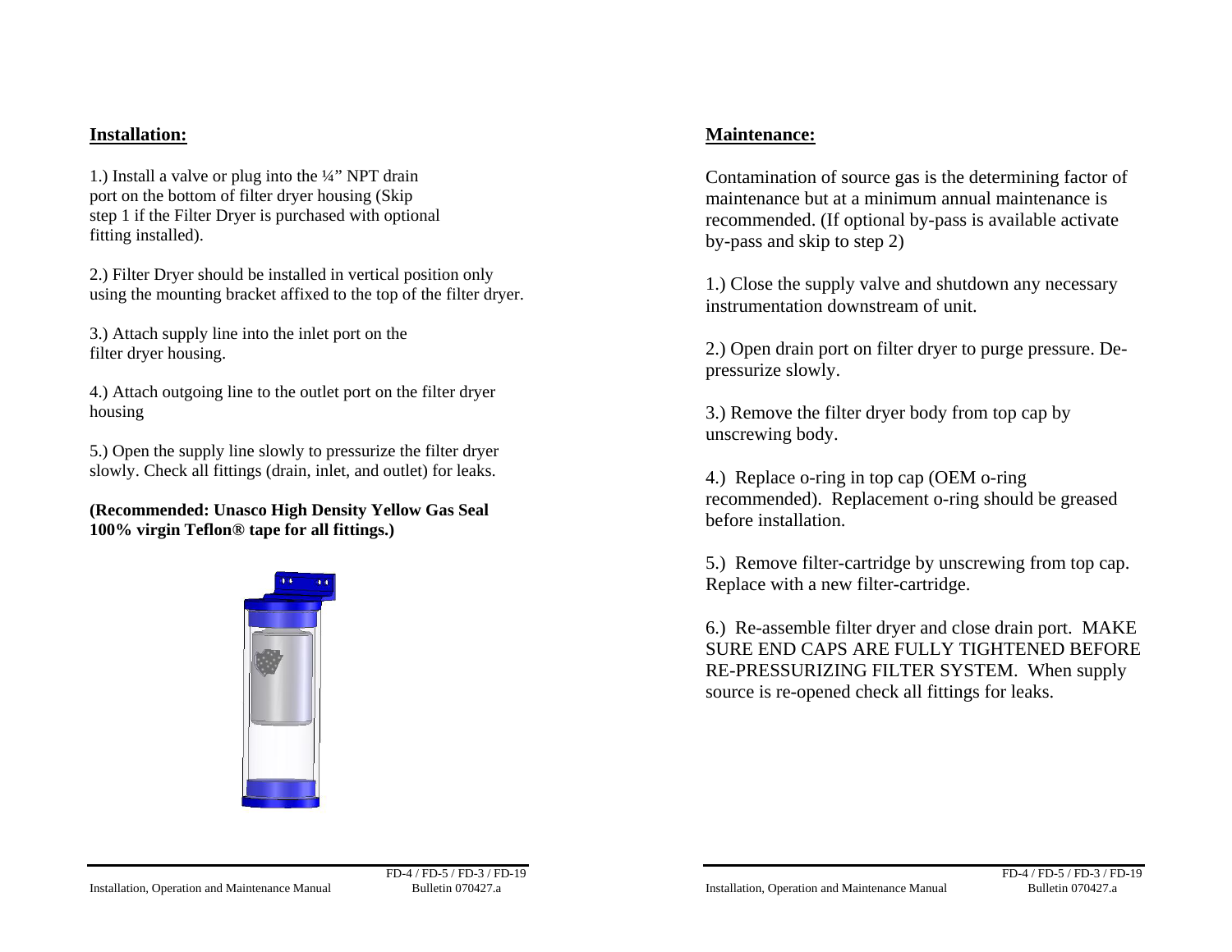## Installation:

1.) Install a valve or plug into the ¼" NPT drain port on the bottom of filter dryer housing (Skip step 1 if the Filter Dryer is purchased with optional fitting installed).

2.) Filter Dryer should be installed in vertical position only using the mounting bracket affixed to the top of the filter dryer.

3.) Attach supply line into the inlet port on the filter dryer housing.

4.) Attach outgoing line to the outlet port on the filter dryer housing

5.) Open the supply line slowly to pressurize the filter dryer slowly. Check all fittings (drain, inlet, and outlet) for leaks.

**(Recommended: Unasco High Density Yellow Gas Seal 100% virgin Teflon® tape for all fittings.)**

## Maintenance:

Contamination of source gas is the determining factor of maintenance but at a minimum annual maintenance is recommended. (If optional by-pass is available activate by-pass and skip to step 2)

1.) Close the supply valve and shutdown any necessary instrumentation downstream of unit.

2.) Open drain port on filter dryer to purge pressure. De-pressurize slowly.

3.) Remove the filter dryer body from top cap by unscrewing body.

4.) Replace o-ring in top cap (OEM o-ring recommended). Replacement o-ring should be greased before installation.

5.) Remove filter-cartridge by unscrewing from top cap. Replace with a new filter-cartridge.

6.) Re-assemble filter dryer and close drain port. MAKE SURE END CAPS ARE FULLY TIGHTENED BEFORE RE-PRESSURIZING FILTER SYSTEM. When supply source is re-opened check all fittings for leaks.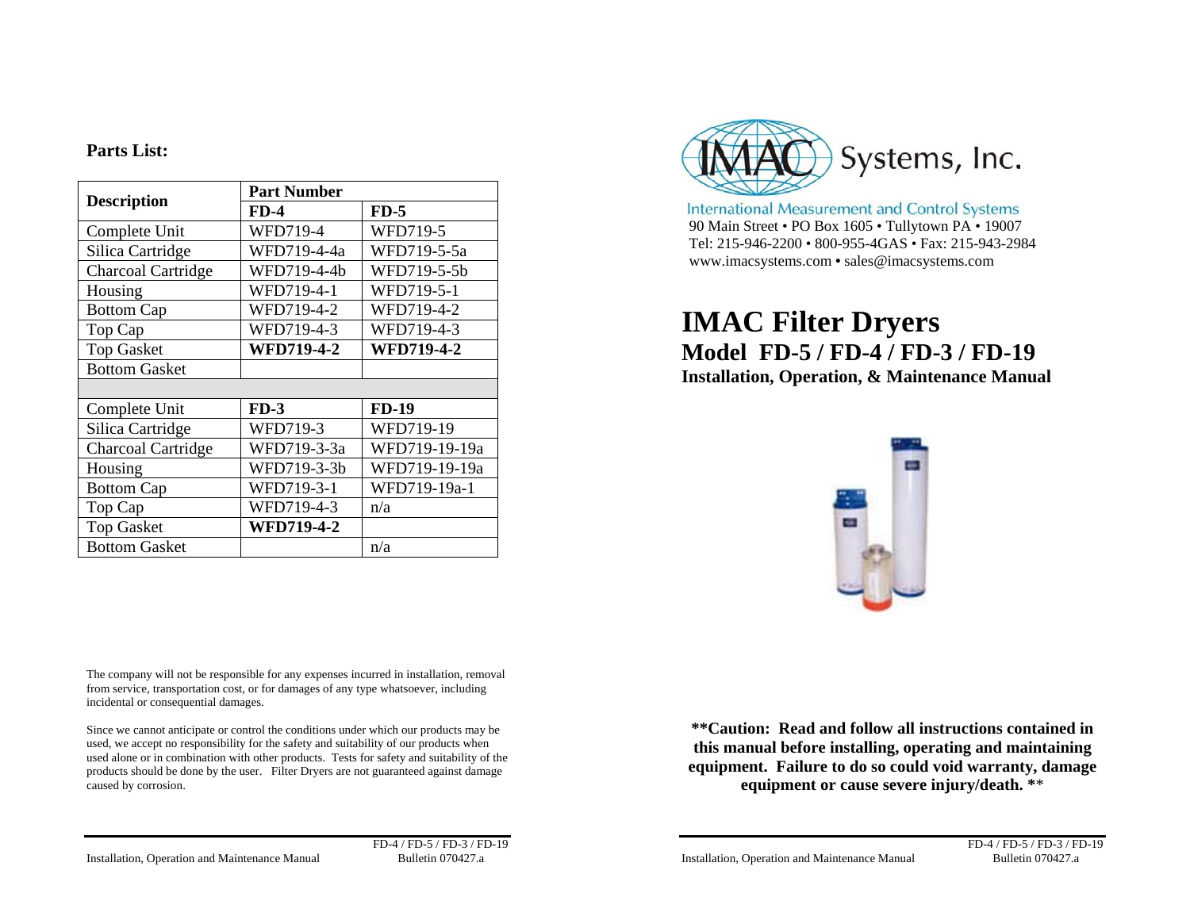**Parts List:**

| Description | Part Number | |
|---|---|---|
| | **FD-4** | **FD-5** |
| Complete Unit | WFD719-4 | WFD719-5 |
| Silica Cartridge | WFD719-4-4a | WFD719-5-5a |
| Charcoal Cartridge | WFD719-4-4b | WFD719-5-5b |
| Housing | WFD719-4-1 | WFD719-5-1 |
| Bottom Cap | WFD719-4-2 | WFD719-4-2 |
| Top Cap | WFD719-4-3 | WFD719-4-3 |
| Top Gasket | **WFD719-4-2** | **WFD719-4-2** |
| Bottom Gasket | | |
| | | |
| Complete Unit | **FD-3** | **FD-19** |
| Silica Cartridge | WFD719-3 | WFD719-19 |
| Charcoal Cartridge | WFD719-3-3a | WFD719-19-19a |
| Housing | WFD719-3-3b | WFD719-19-19a |
| Bottom Cap | WFD719-3-1 | WFD719-19a-1 |
| Top Cap | WFD719-4-3 | n/a |
| Top Gasket | **WFD719-4-2** | |
| Bottom Gasket | | n/a |

The company will not be responsible for any expenses incurred in installation, removal from service, transportation cost, or for damages of any type whatsoever, including incidental or consequential damages.

Since we cannot anticipate or control the conditions under which our products may be used, we accept no responsibility for the safety and suitability of our products when used alone or in combination with other products. Tests for safety and suitability of the products should be done by the user. Filter Dryers are not guaranteed against damage caused by corrosion.

IMAC Systems, Inc.

International Measurement and Control Systems
90 Main Street • PO Box 1605 • Tullytown PA • 19007
Tel: 215-946-2200 • 800-955-4GAS • Fax: 215-943-2984
www.imacsystems.com • sales@imacsystems.com

# IMAC Filter Dryers

## Model FD-5 / FD-4 / FD-3 / FD-19

### Installation, Operation, & Maintenance Manual

**\*\*Caution: Read and follow all instructions contained in this manual before installing, operating and maintaining equipment. Failure to do so could void warranty, damage equipment or cause severe injury/death. \*\***